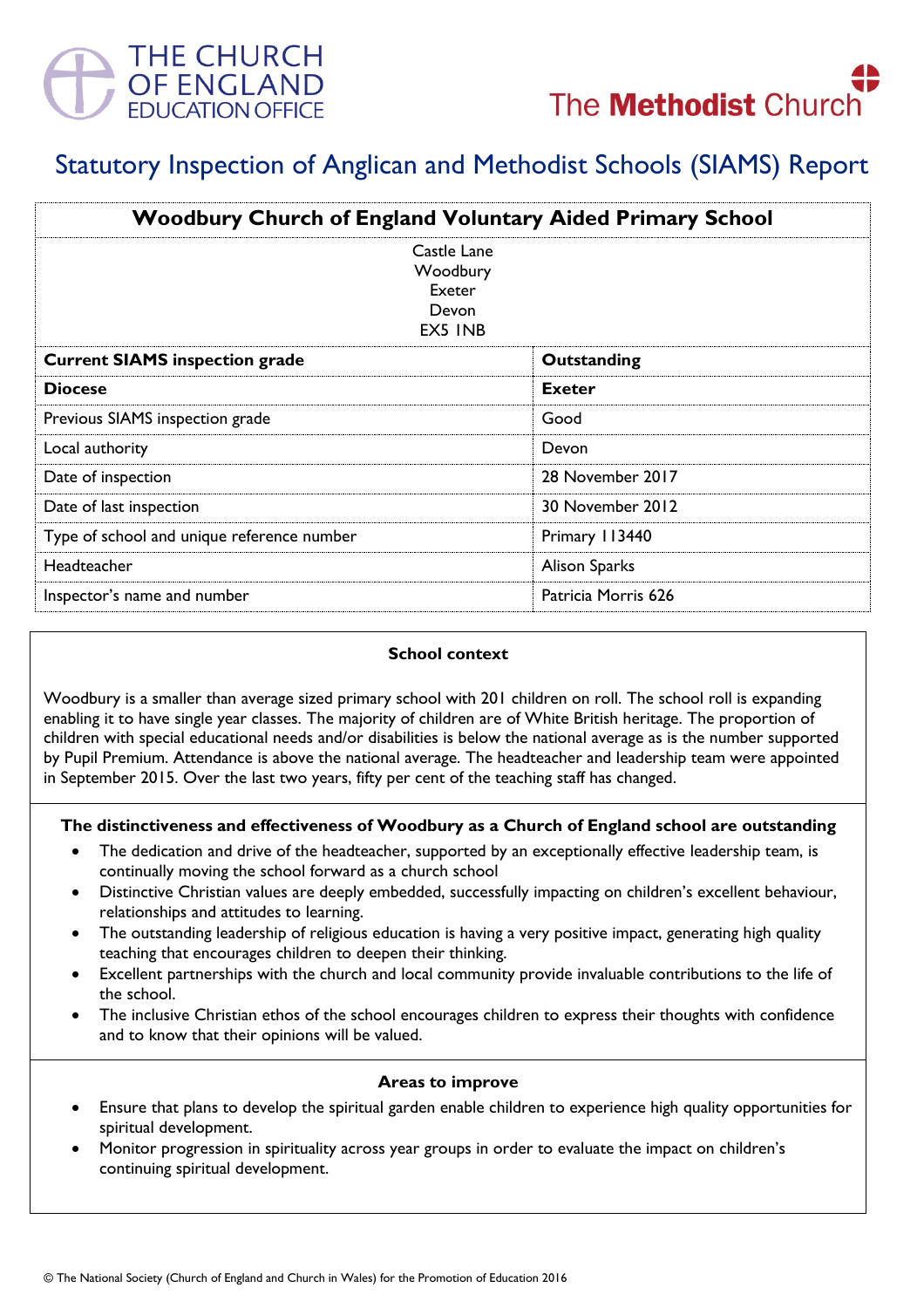THE CHURCH OF ENGLAND EDUCATION OFFICE

The Methodist Church

# Statutory Inspection of Anglican and Methodist Schools (SIAMS) Report

| Woodbury Church of England Voluntary Aided Primary School | |
|---|---|
| Castle Lane<br>Woodbury<br>Exeter<br>Devon<br>EX5 1NB | |
| **Current SIAMS inspection grade** | **Outstanding** |
| **Diocese** | **Exeter** |
| Previous SIAMS inspection grade | Good |
| Local authority | Devon |
| Date of inspection | 28 November 2017 |
| Date of last inspection | 30 November 2012 |
| Type of school and unique reference number | Primary 113440 |
| Headteacher | Alison Sparks |
| Inspector's name and number | Patricia Morris 626 |

### School context

Woodbury is a smaller than average sized primary school with 201 children on roll. The school roll is expanding enabling it to have single year classes. The majority of children are of White British heritage. The proportion of children with special educational needs and/or disabilities is below the national average as is the number supported by Pupil Premium. Attendance is above the national average. The headteacher and leadership team were appointed in September 2015. Over the last two years, fifty per cent of the teaching staff has changed.

### The distinctiveness and effectiveness of Woodbury as a Church of England school are outstanding

- The dedication and drive of the headteacher, supported by an exceptionally effective leadership team, is continually moving the school forward as a church school
- Distinctive Christian values are deeply embedded, successfully impacting on children's excellent behaviour, relationships and attitudes to learning.
- The outstanding leadership of religious education is having a very positive impact, generating high quality teaching that encourages children to deepen their thinking.
- Excellent partnerships with the church and local community provide invaluable contributions to the life of the school.
- The inclusive Christian ethos of the school encourages children to express their thoughts with confidence and to know that their opinions will be valued.

### Areas to improve

- Ensure that plans to develop the spiritual garden enable children to experience high quality opportunities for spiritual development.
- Monitor progression in spirituality across year groups in order to evaluate the impact on children's continuing spiritual development.

© The National Society (Church of England and Church in Wales) for the Promotion of Education 2016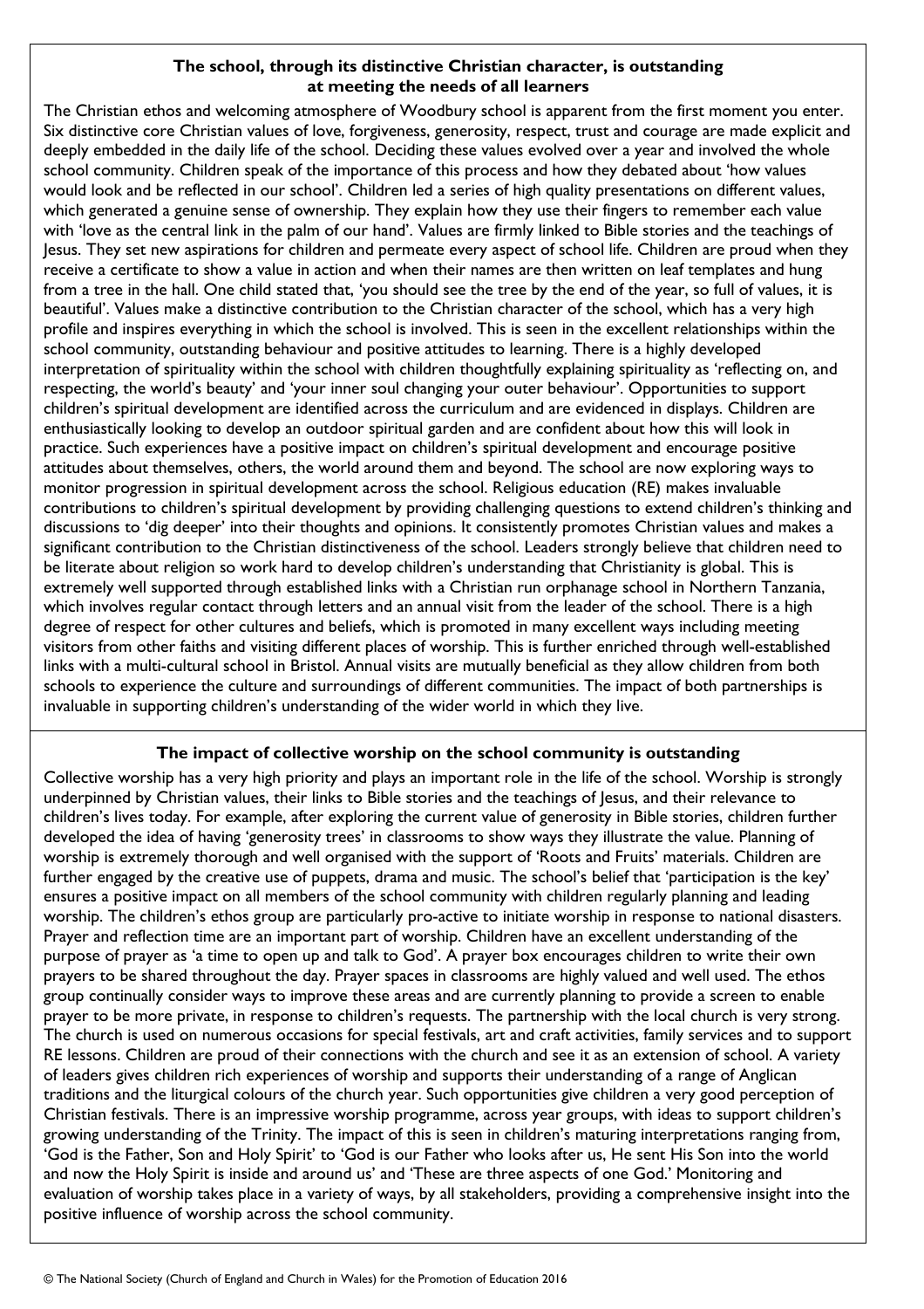### The school, through its distinctive Christian character, is outstanding at meeting the needs of all learners

The Christian ethos and welcoming atmosphere of Woodbury school is apparent from the first moment you enter. Six distinctive core Christian values of love, forgiveness, generosity, respect, trust and courage are made explicit and deeply embedded in the daily life of the school. Deciding these values evolved over a year and involved the whole school community. Children speak of the importance of this process and how they debated about 'how values would look and be reflected in our school'. Children led a series of high quality presentations on different values, which generated a genuine sense of ownership. They explain how they use their fingers to remember each value with 'love as the central link in the palm of our hand'. Values are firmly linked to Bible stories and the teachings of Jesus. They set new aspirations for children and permeate every aspect of school life. Children are proud when they receive a certificate to show a value in action and when their names are then written on leaf templates and hung from a tree in the hall. One child stated that, 'you should see the tree by the end of the year, so full of values, it is beautiful'. Values make a distinctive contribution to the Christian character of the school, which has a very high profile and inspires everything in which the school is involved. This is seen in the excellent relationships within the school community, outstanding behaviour and positive attitudes to learning. There is a highly developed interpretation of spirituality within the school with children thoughtfully explaining spirituality as 'reflecting on, and respecting, the world's beauty' and 'your inner soul changing your outer behaviour'. Opportunities to support children's spiritual development are identified across the curriculum and are evidenced in displays. Children are enthusiastically looking to develop an outdoor spiritual garden and are confident about how this will look in practice. Such experiences have a positive impact on children's spiritual development and encourage positive attitudes about themselves, others, the world around them and beyond. The school are now exploring ways to monitor progression in spiritual development across the school. Religious education (RE) makes invaluable contributions to children's spiritual development by providing challenging questions to extend children's thinking and discussions to 'dig deeper' into their thoughts and opinions. It consistently promotes Christian values and makes a significant contribution to the Christian distinctiveness of the school. Leaders strongly believe that children need to be literate about religion so work hard to develop children's understanding that Christianity is global. This is extremely well supported through established links with a Christian run orphanage school in Northern Tanzania, which involves regular contact through letters and an annual visit from the leader of the school. There is a high degree of respect for other cultures and beliefs, which is promoted in many excellent ways including meeting visitors from other faiths and visiting different places of worship. This is further enriched through well-established links with a multi-cultural school in Bristol. Annual visits are mutually beneficial as they allow children from both schools to experience the culture and surroundings of different communities. The impact of both partnerships is invaluable in supporting children's understanding of the wider world in which they live.

### The impact of collective worship on the school community is outstanding

Collective worship has a very high priority and plays an important role in the life of the school. Worship is strongly underpinned by Christian values, their links to Bible stories and the teachings of Jesus, and their relevance to children's lives today. For example, after exploring the current value of generosity in Bible stories, children further developed the idea of having 'generosity trees' in classrooms to show ways they illustrate the value. Planning of worship is extremely thorough and well organised with the support of 'Roots and Fruits' materials. Children are further engaged by the creative use of puppets, drama and music. The school's belief that 'participation is the key' ensures a positive impact on all members of the school community with children regularly planning and leading worship. The children's ethos group are particularly pro-active to initiate worship in response to national disasters. Prayer and reflection time are an important part of worship. Children have an excellent understanding of the purpose of prayer as 'a time to open up and talk to God'. A prayer box encourages children to write their own prayers to be shared throughout the day. Prayer spaces in classrooms are highly valued and well used. The ethos group continually consider ways to improve these areas and are currently planning to provide a screen to enable prayer to be more private, in response to children's requests. The partnership with the local church is very strong. The church is used on numerous occasions for special festivals, art and craft activities, family services and to support RE lessons. Children are proud of their connections with the church and see it as an extension of school. A variety of leaders gives children rich experiences of worship and supports their understanding of a range of Anglican traditions and the liturgical colours of the church year. Such opportunities give children a very good perception of Christian festivals. There is an impressive worship programme, across year groups, with ideas to support children's growing understanding of the Trinity. The impact of this is seen in children's maturing interpretations ranging from, 'God is the Father, Son and Holy Spirit' to 'God is our Father who looks after us, He sent His Son into the world and now the Holy Spirit is inside and around us' and 'These are three aspects of one God.' Monitoring and evaluation of worship takes place in a variety of ways, by all stakeholders, providing a comprehensive insight into the positive influence of worship across the school community.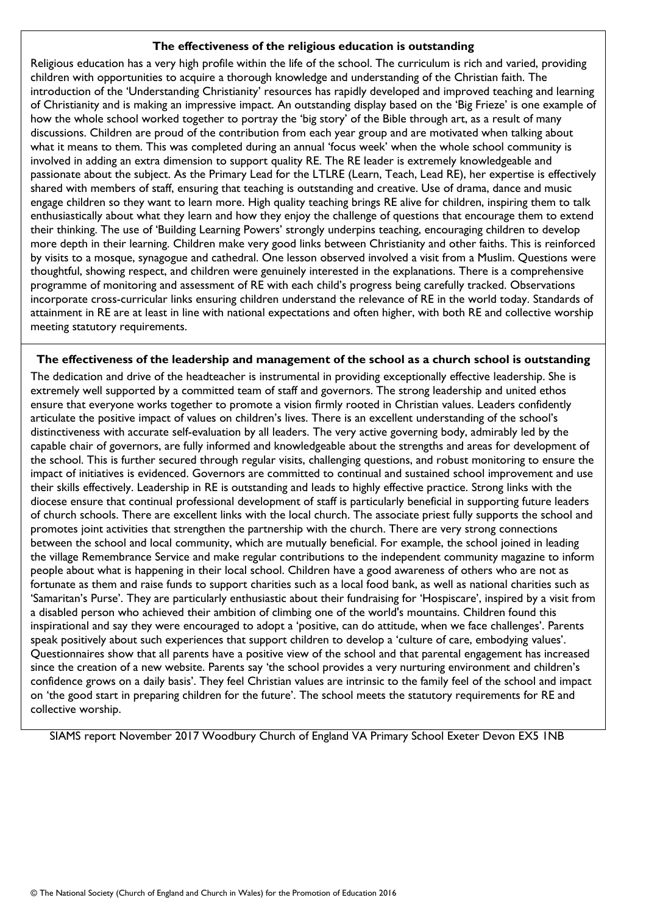### The effectiveness of the religious education is outstanding

Religious education has a very high profile within the life of the school. The curriculum is rich and varied, providing children with opportunities to acquire a thorough knowledge and understanding of the Christian faith. The introduction of the 'Understanding Christianity' resources has rapidly developed and improved teaching and learning of Christianity and is making an impressive impact. An outstanding display based on the 'Big Frieze' is one example of how the whole school worked together to portray the 'big story' of the Bible through art, as a result of many discussions. Children are proud of the contribution from each year group and are motivated when talking about what it means to them. This was completed during an annual 'focus week' when the whole school community is involved in adding an extra dimension to support quality RE. The RE leader is extremely knowledgeable and passionate about the subject. As the Primary Lead for the LTLRE (Learn, Teach, Lead RE), her expertise is effectively shared with members of staff, ensuring that teaching is outstanding and creative. Use of drama, dance and music engage children so they want to learn more. High quality teaching brings RE alive for children, inspiring them to talk enthusiastically about what they learn and how they enjoy the challenge of questions that encourage them to extend their thinking. The use of 'Building Learning Powers' strongly underpins teaching, encouraging children to develop more depth in their learning. Children make very good links between Christianity and other faiths. This is reinforced by visits to a mosque, synagogue and cathedral. One lesson observed involved a visit from a Muslim. Questions were thoughtful, showing respect, and children were genuinely interested in the explanations. There is a comprehensive programme of monitoring and assessment of RE with each child's progress being carefully tracked. Observations incorporate cross-curricular links ensuring children understand the relevance of RE in the world today. Standards of attainment in RE are at least in line with national expectations and often higher, with both RE and collective worship meeting statutory requirements.

### The effectiveness of the leadership and management of the school as a church school is outstanding

The dedication and drive of the headteacher is instrumental in providing exceptionally effective leadership. She is extremely well supported by a committed team of staff and governors. The strong leadership and united ethos ensure that everyone works together to promote a vision firmly rooted in Christian values. Leaders confidently articulate the positive impact of values on children's lives. There is an excellent understanding of the school's distinctiveness with accurate self-evaluation by all leaders. The very active governing body, admirably led by the capable chair of governors, are fully informed and knowledgeable about the strengths and areas for development of the school. This is further secured through regular visits, challenging questions, and robust monitoring to ensure the impact of initiatives is evidenced. Governors are committed to continual and sustained school improvement and use their skills effectively. Leadership in RE is outstanding and leads to highly effective practice. Strong links with the diocese ensure that continual professional development of staff is particularly beneficial in supporting future leaders of church schools. There are excellent links with the local church. The associate priest fully supports the school and promotes joint activities that strengthen the partnership with the church. There are very strong connections between the school and local community, which are mutually beneficial. For example, the school joined in leading the village Remembrance Service and make regular contributions to the independent community magazine to inform people about what is happening in their local school. Children have a good awareness of others who are not as fortunate as them and raise funds to support charities such as a local food bank, as well as national charities such as 'Samaritan's Purse'. They are particularly enthusiastic about their fundraising for 'Hospiscare', inspired by a visit from a disabled person who achieved their ambition of climbing one of the world's mountains. Children found this inspirational and say they were encouraged to adopt a 'positive, can do attitude, when we face challenges'. Parents speak positively about such experiences that support children to develop a 'culture of care, embodying values'. Questionnaires show that all parents have a positive view of the school and that parental engagement has increased since the creation of a new website. Parents say 'the school provides a very nurturing environment and children's confidence grows on a daily basis'. They feel Christian values are intrinsic to the family feel of the school and impact on 'the good start in preparing children for the future'. The school meets the statutory requirements for RE and collective worship.

SIAMS report November 2017 Woodbury Church of England VA Primary School Exeter Devon EX5 1NB

© The National Society (Church of England and Church in Wales) for the Promotion of Education 2016